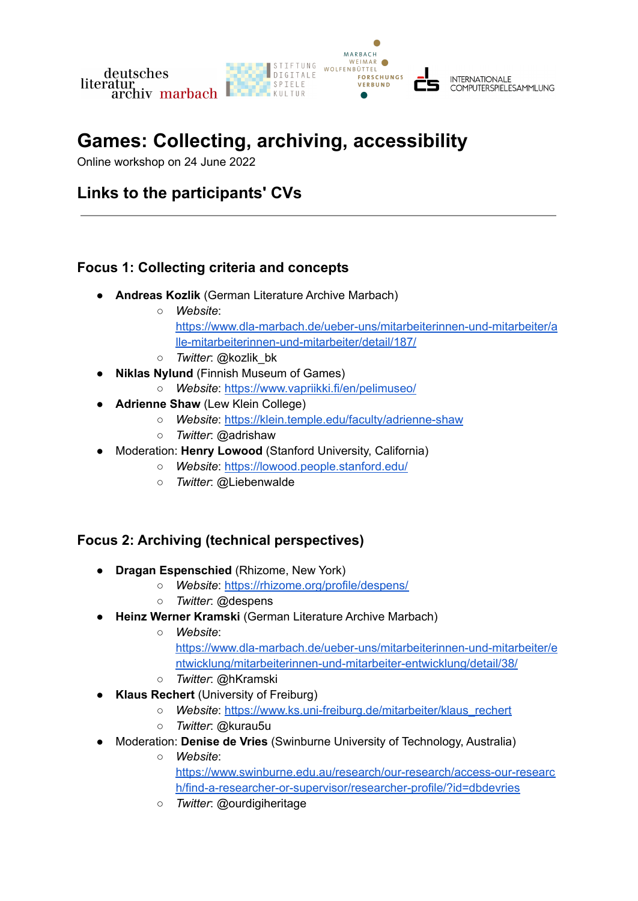# Games: Collecting, archiving, accessibility

Online workshop on 24 June 2022

## Links to the participants' CVs

---

### Focus 1: Collecting criteria and concepts

- **Andreas Kozlik** (German Literature Archive Marbach)
  - *Website*: https://www.dla-marbach.de/ueber-uns/mitarbeiterinnen-und-mitarbeiter/alle-mitarbeiterinnen-und-mitarbeiter/detail/187/
  - *Twitter*: @kozlik_bk
- **Niklas Nylund** (Finnish Museum of Games)
  - *Website*: https://www.vapriikki.fi/en/pelimuseo/
- **Adrienne Shaw** (Lew Klein College)
  - *Website*: https://klein.temple.edu/faculty/adrienne-shaw
  - *Twitter*: @adrishaw
- Moderation: **Henry Lowood** (Stanford University, California)
  - *Website*: https://lowood.people.stanford.edu/
  - *Twitter*: @Liebenwalde

### Focus 2: Archiving (technical perspectives)

- **Dragan Espenschied** (Rhizome, New York)
  - *Website*: https://rhizome.org/profile/despens/
  - *Twitter*: @despens
- **Heinz Werner Kramski** (German Literature Archive Marbach)
  - *Website*: https://www.dla-marbach.de/ueber-uns/mitarbeiterinnen-und-mitarbeiter/entwicklung/mitarbeiterinnen-und-mitarbeiter-entwicklung/detail/38/
  - *Twitter*: @hKramski
- **Klaus Rechert** (University of Freiburg)
  - *Website*: https://www.ks.uni-freiburg.de/mitarbeiter/klaus_rechert
  - *Twitter*: @kurau5u
- Moderation: **Denise de Vries** (Swinburne University of Technology, Australia)
  - *Website*: https://www.swinburne.edu.au/research/our-research/access-our-research/find-a-researcher-or-supervisor/researcher-profile/?id=dbdevries
  - *Twitter*: @ourdigiheritage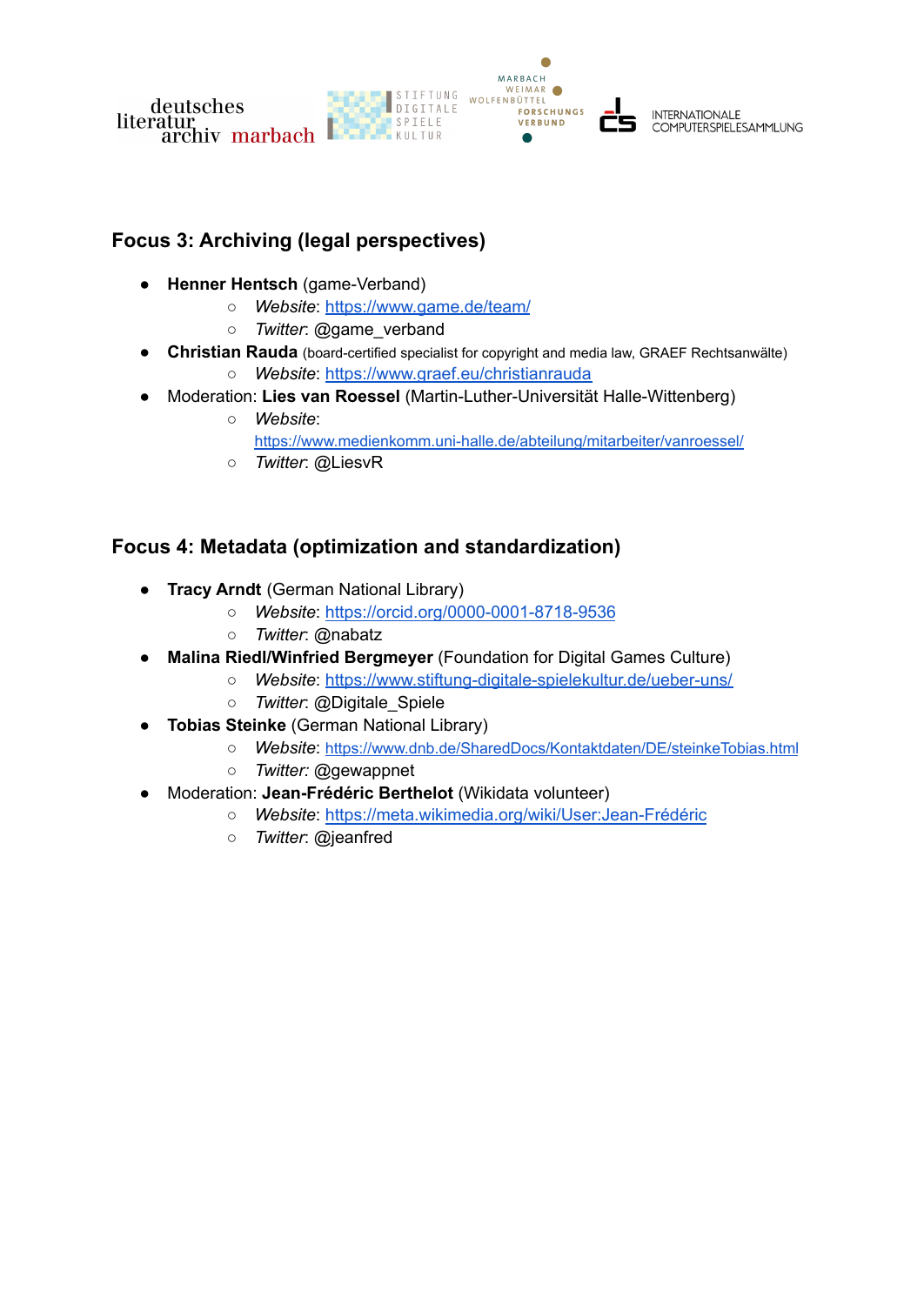## Focus 3: Archiving (legal perspectives)

- **Henner Hentsch** (game-Verband)
  - *Website*: https://www.game.de/team/
  - *Twitter*: @game_verband
- **Christian Rauda** (board-certified specialist for copyright and media law, GRAEF Rechtsanwälte)
  - *Website*: https://www.graef.eu/christianrauda
- Moderation: **Lies van Roessel** (Martin-Luther-Universität Halle-Wittenberg)
  - *Website*: https://www.medienkomm.uni-halle.de/abteilung/mitarbeiter/vanroessel/
  - *Twitter*: @LiesvR

## Focus 4: Metadata (optimization and standardization)

- **Tracy Arndt** (German National Library)
  - *Website*: https://orcid.org/0000-0001-8718-9536
  - *Twitter*: @nabatz
- **Malina Riedl/Winfried Bergmeyer** (Foundation for Digital Games Culture)
  - *Website*: https://www.stiftung-digitale-spielekultur.de/ueber-uns/
  - *Twitter*: @Digitale_Spiele
- **Tobias Steinke** (German National Library)
  - *Website*: https://www.dnb.de/SharedDocs/Kontaktdaten/DE/steinkeTobias.html
  - *Twitter:* @gewappnet
- Moderation: **Jean-Frédéric Berthelot** (Wikidata volunteer)
  - *Website*: https://meta.wikimedia.org/wiki/User:Jean-Frédéric
  - *Twitter*: @jeanfred